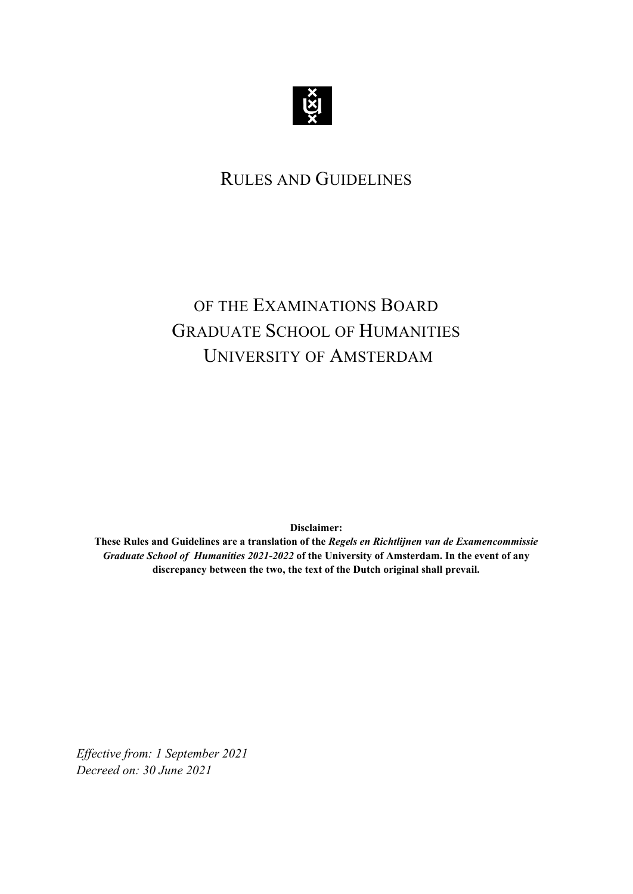# RULES AND GUIDELINES

## OF THE EXAMINATIONS BOARD
## GRADUATE SCHOOL OF HUMANITIES
## UNIVERSITY OF AMSTERDAM

**Disclaimer:**
**These Rules and Guidelines are a translation of the *Regels en Richtlijnen van de Examencommissie Graduate School of Humanities 2021-2022* of the University of Amsterdam. In the event of any discrepancy between the two, the text of the Dutch original shall prevail.**

*Effective from: 1 September 2021*
*Decreed on: 30 June 2021*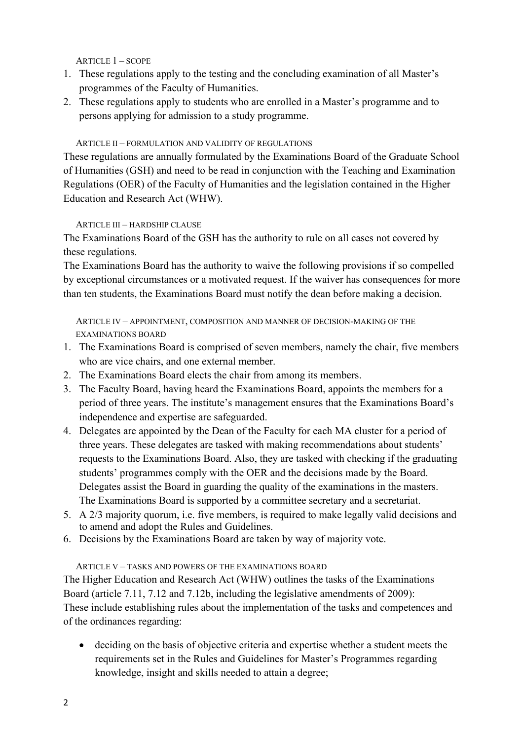### ARTICLE 1 – SCOPE

1. These regulations apply to the testing and the concluding examination of all Master's programmes of the Faculty of Humanities.
2. These regulations apply to students who are enrolled in a Master's programme and to persons applying for admission to a study programme.

### ARTICLE II – FORMULATION AND VALIDITY OF REGULATIONS

These regulations are annually formulated by the Examinations Board of the Graduate School of Humanities (GSH) and need to be read in conjunction with the Teaching and Examination Regulations (OER) of the Faculty of Humanities and the legislation contained in the Higher Education and Research Act (WHW).

### ARTICLE III – HARDSHIP CLAUSE

The Examinations Board of the GSH has the authority to rule on all cases not covered by these regulations.
The Examinations Board has the authority to waive the following provisions if so compelled by exceptional circumstances or a motivated request. If the waiver has consequences for more than ten students, the Examinations Board must notify the dean before making a decision.

### ARTICLE IV – APPOINTMENT, COMPOSITION AND MANNER OF DECISION-MAKING OF THE EXAMINATIONS BOARD

1. The Examinations Board is comprised of seven members, namely the chair, five members who are vice chairs, and one external member.
2. The Examinations Board elects the chair from among its members.
3. The Faculty Board, having heard the Examinations Board, appoints the members for a period of three years. The institute's management ensures that the Examinations Board's independence and expertise are safeguarded.
4. Delegates are appointed by the Dean of the Faculty for each MA cluster for a period of three years. These delegates are tasked with making recommendations about students' requests to the Examinations Board. Also, they are tasked with checking if the graduating students' programmes comply with the OER and the decisions made by the Board. Delegates assist the Board in guarding the quality of the examinations in the masters. The Examinations Board is supported by a committee secretary and a secretariat.
5. A 2/3 majority quorum, i.e. five members, is required to make legally valid decisions and to amend and adopt the Rules and Guidelines.
6. Decisions by the Examinations Board are taken by way of majority vote.

### ARTICLE V – TASKS AND POWERS OF THE EXAMINATIONS BOARD

The Higher Education and Research Act (WHW) outlines the tasks of the Examinations Board (article 7.11, 7.12 and 7.12b, including the legislative amendments of 2009):
These include establishing rules about the implementation of the tasks and competences and of the ordinances regarding:

- deciding on the basis of objective criteria and expertise whether a student meets the requirements set in the Rules and Guidelines for Master's Programmes regarding knowledge, insight and skills needed to attain a degree;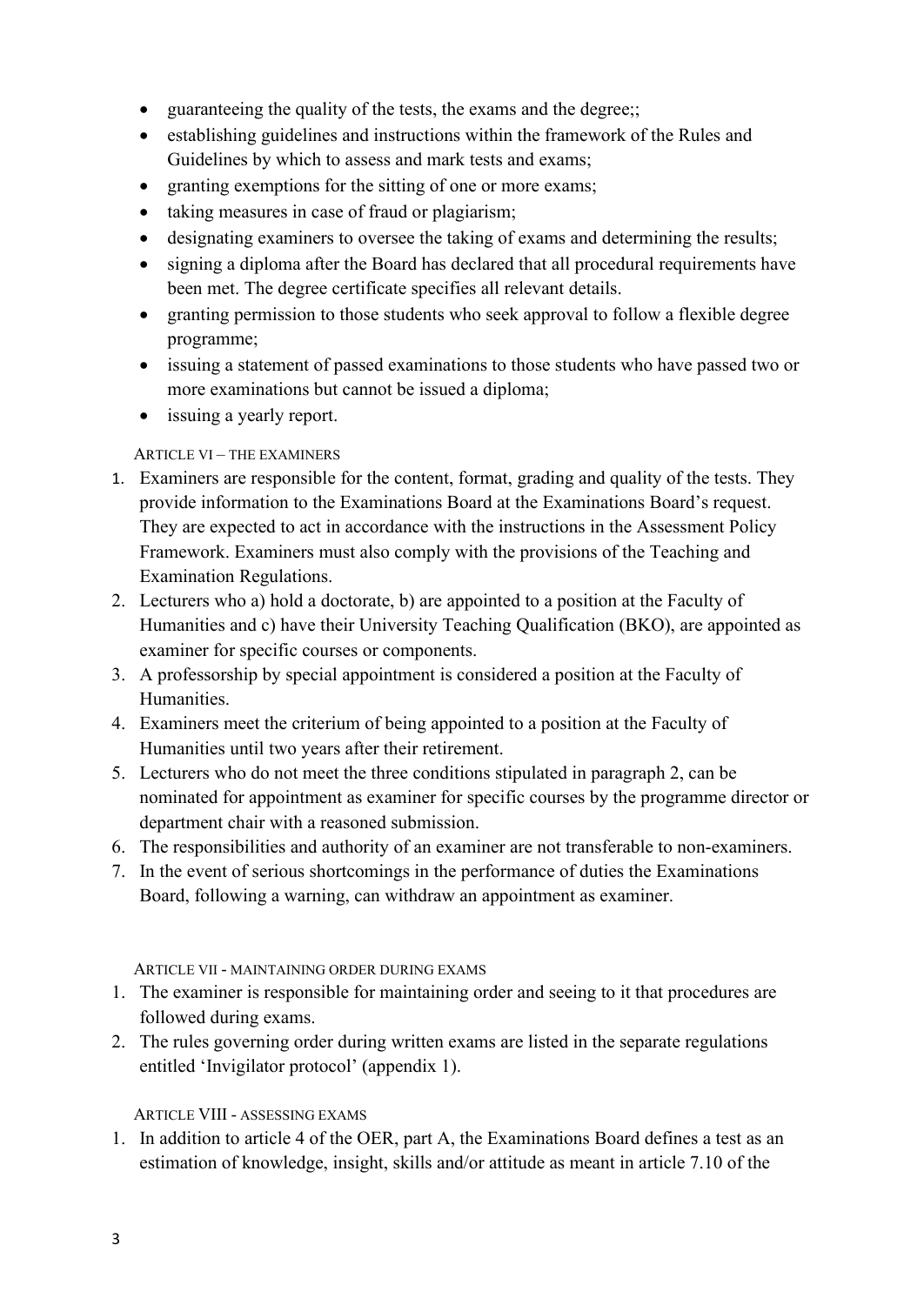- guaranteeing the quality of the tests, the exams and the degree;;
- establishing guidelines and instructions within the framework of the Rules and Guidelines by which to assess and mark tests and exams;
- granting exemptions for the sitting of one or more exams;
- taking measures in case of fraud or plagiarism;
- designating examiners to oversee the taking of exams and determining the results;
- signing a diploma after the Board has declared that all procedural requirements have been met. The degree certificate specifies all relevant details.
- granting permission to those students who seek approval to follow a flexible degree programme;
- issuing a statement of passed examinations to those students who have passed two or more examinations but cannot be issued a diploma;
- issuing a yearly report.

### ARTICLE VI – THE EXAMINERS

1. Examiners are responsible for the content, format, grading and quality of the tests. They provide information to the Examinations Board at the Examinations Board's request. They are expected to act in accordance with the instructions in the Assessment Policy Framework. Examiners must also comply with the provisions of the Teaching and Examination Regulations.
2. Lecturers who a) hold a doctorate, b) are appointed to a position at the Faculty of Humanities and c) have their University Teaching Qualification (BKO), are appointed as examiner for specific courses or components.
3. A professorship by special appointment is considered a position at the Faculty of Humanities.
4. Examiners meet the criterium of being appointed to a position at the Faculty of Humanities until two years after their retirement.
5. Lecturers who do not meet the three conditions stipulated in paragraph 2, can be nominated for appointment as examiner for specific courses by the programme director or department chair with a reasoned submission.
6. The responsibilities and authority of an examiner are not transferable to non-examiners.
7. In the event of serious shortcomings in the performance of duties the Examinations Board, following a warning, can withdraw an appointment as examiner.

### ARTICLE VII - MAINTAINING ORDER DURING EXAMS

1. The examiner is responsible for maintaining order and seeing to it that procedures are followed during exams.
2. The rules governing order during written exams are listed in the separate regulations entitled 'Invigilator protocol' (appendix 1).

### ARTICLE VIII - ASSESSING EXAMS

1. In addition to article 4 of the OER, part A, the Examinations Board defines a test as an estimation of knowledge, insight, skills and/or attitude as meant in article 7.10 of the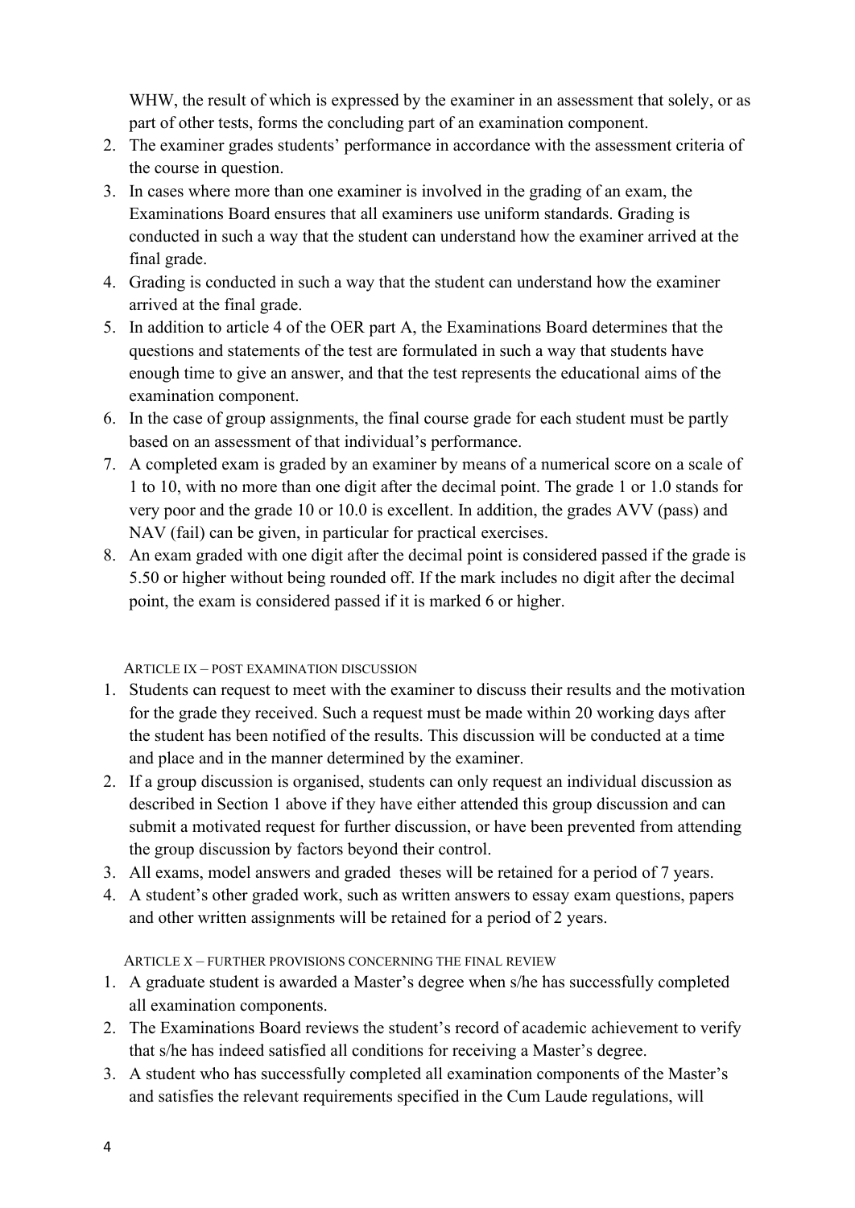WHW, the result of which is expressed by the examiner in an assessment that solely, or as part of other tests, forms the concluding part of an examination component.

2. The examiner grades students' performance in accordance with the assessment criteria of the course in question.
3. In cases where more than one examiner is involved in the grading of an exam, the Examinations Board ensures that all examiners use uniform standards. Grading is conducted in such a way that the student can understand how the examiner arrived at the final grade.
4. Grading is conducted in such a way that the student can understand how the examiner arrived at the final grade.
5. In addition to article 4 of the OER part A, the Examinations Board determines that the questions and statements of the test are formulated in such a way that students have enough time to give an answer, and that the test represents the educational aims of the examination component.
6. In the case of group assignments, the final course grade for each student must be partly based on an assessment of that individual's performance.
7. A completed exam is graded by an examiner by means of a numerical score on a scale of 1 to 10, with no more than one digit after the decimal point. The grade 1 or 1.0 stands for very poor and the grade 10 or 10.0 is excellent. In addition, the grades AVV (pass) and NAV (fail) can be given, in particular for practical exercises.
8. An exam graded with one digit after the decimal point is considered passed if the grade is 5.50 or higher without being rounded off. If the mark includes no digit after the decimal point, the exam is considered passed if it is marked 6 or higher.

### Article IX – Post examination discussion

1. Students can request to meet with the examiner to discuss their results and the motivation for the grade they received. Such a request must be made within 20 working days after the student has been notified of the results. This discussion will be conducted at a time and place and in the manner determined by the examiner.
2. If a group discussion is organised, students can only request an individual discussion as described in Section 1 above if they have either attended this group discussion and can submit a motivated request for further discussion, or have been prevented from attending the group discussion by factors beyond their control.
3. All exams, model answers and graded theses will be retained for a period of 7 years.
4. A student's other graded work, such as written answers to essay exam questions, papers and other written assignments will be retained for a period of 2 years.

### Article X – Further provisions concerning the final review

1. A graduate student is awarded a Master's degree when s/he has successfully completed all examination components.
2. The Examinations Board reviews the student's record of academic achievement to verify that s/he has indeed satisfied all conditions for receiving a Master's degree.
3. A student who has successfully completed all examination components of the Master's and satisfies the relevant requirements specified in the Cum Laude regulations, will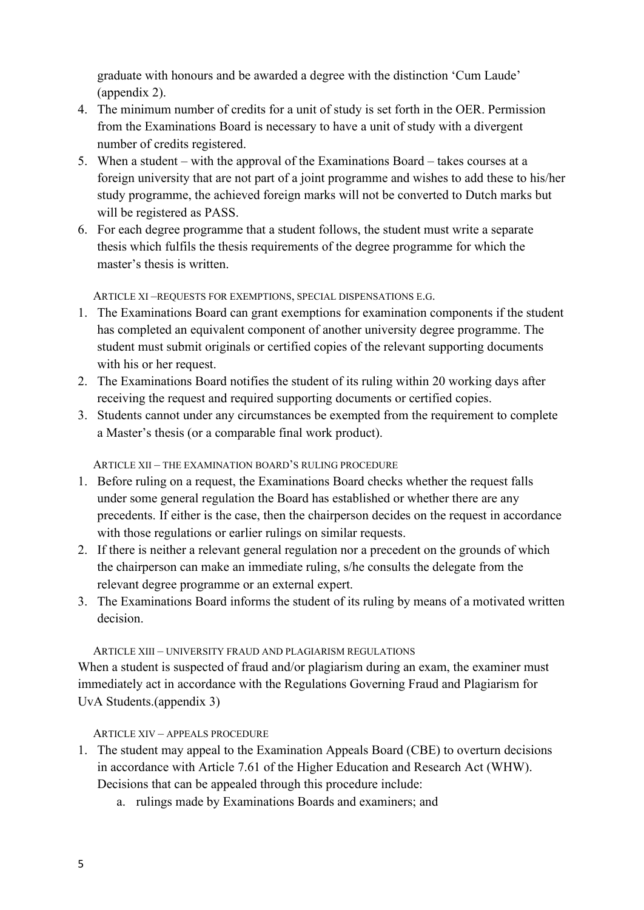graduate with honours and be awarded a degree with the distinction 'Cum Laude' (appendix 2).

4. The minimum number of credits for a unit of study is set forth in the OER. Permission from the Examinations Board is necessary to have a unit of study with a divergent number of credits registered.
5. When a student – with the approval of the Examinations Board – takes courses at a foreign university that are not part of a joint programme and wishes to add these to his/her study programme, the achieved foreign marks will not be converted to Dutch marks but will be registered as PASS.
6. For each degree programme that a student follows, the student must write a separate thesis which fulfils the thesis requirements of the degree programme for which the master's thesis is written.

### Article XI – Requests for exemptions, special dispensations e.g.

1. The Examinations Board can grant exemptions for examination components if the student has completed an equivalent component of another university degree programme. The student must submit originals or certified copies of the relevant supporting documents with his or her request.
2. The Examinations Board notifies the student of its ruling within 20 working days after receiving the request and required supporting documents or certified copies.
3. Students cannot under any circumstances be exempted from the requirement to complete a Master's thesis (or a comparable final work product).

### Article XII – The Examination Board's ruling procedure

1. Before ruling on a request, the Examinations Board checks whether the request falls under some general regulation the Board has established or whether there are any precedents. If either is the case, then the chairperson decides on the request in accordance with those regulations or earlier rulings on similar requests.
2. If there is neither a relevant general regulation nor a precedent on the grounds of which the chairperson can make an immediate ruling, s/he consults the delegate from the relevant degree programme or an external expert.
3. The Examinations Board informs the student of its ruling by means of a motivated written decision.

### Article XIII – University fraud and plagiarism regulations

When a student is suspected of fraud and/or plagiarism during an exam, the examiner must immediately act in accordance with the Regulations Governing Fraud and Plagiarism for UvA Students.(appendix 3)

### Article XIV – Appeals procedure

1. The student may appeal to the Examination Appeals Board (CBE) to overturn decisions in accordance with Article 7.61 of the Higher Education and Research Act (WHW). Decisions that can be appealed through this procedure include:
   a. rulings made by Examinations Boards and examiners; and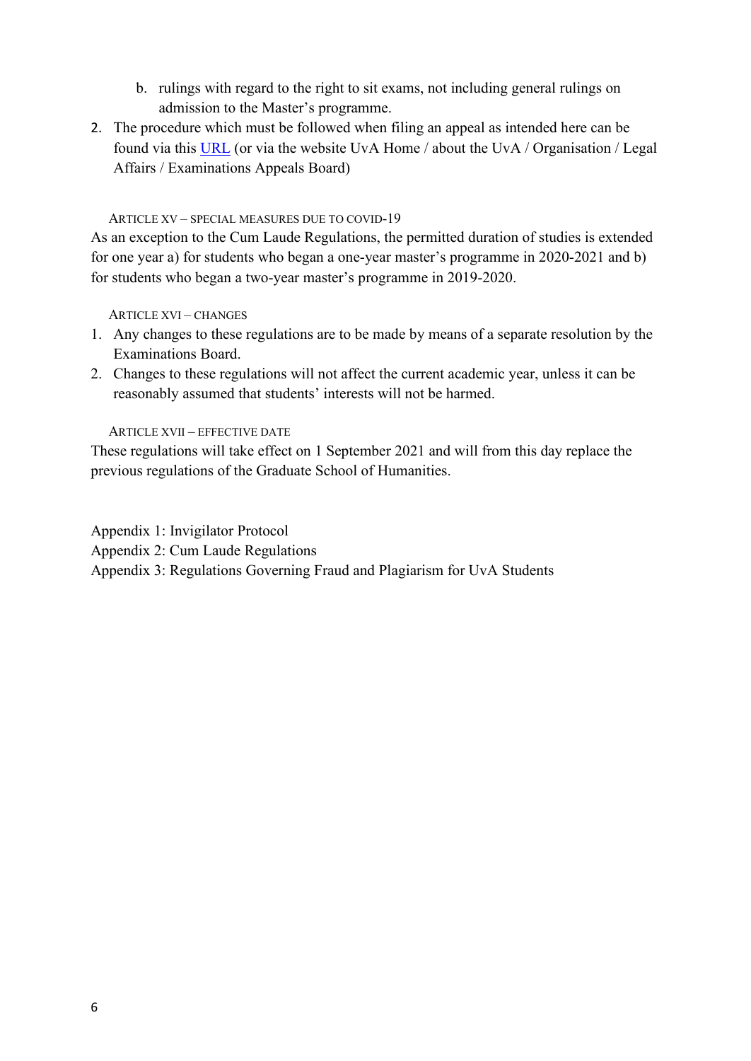b. rulings with regard to the right to sit exams, not including general rulings on admission to the Master's programme.

2. The procedure which must be followed when filing an appeal as intended here can be found via this URL (or via the website UvA Home / about the UvA / Organisation / Legal Affairs / Examinations Appeals Board)

### Article XV – Special measures due to COVID-19

As an exception to the Cum Laude Regulations, the permitted duration of studies is extended for one year a) for students who began a one-year master's programme in 2020-2021 and b) for students who began a two-year master's programme in 2019-2020.

### Article XVI – Changes

1. Any changes to these regulations are to be made by means of a separate resolution by the Examinations Board.
2. Changes to these regulations will not affect the current academic year, unless it can be reasonably assumed that students' interests will not be harmed.

### Article XVII – Effective date

These regulations will take effect on 1 September 2021 and will from this day replace the previous regulations of the Graduate School of Humanities.

Appendix 1: Invigilator Protocol
Appendix 2: Cum Laude Regulations
Appendix 3: Regulations Governing Fraud and Plagiarism for UvA Students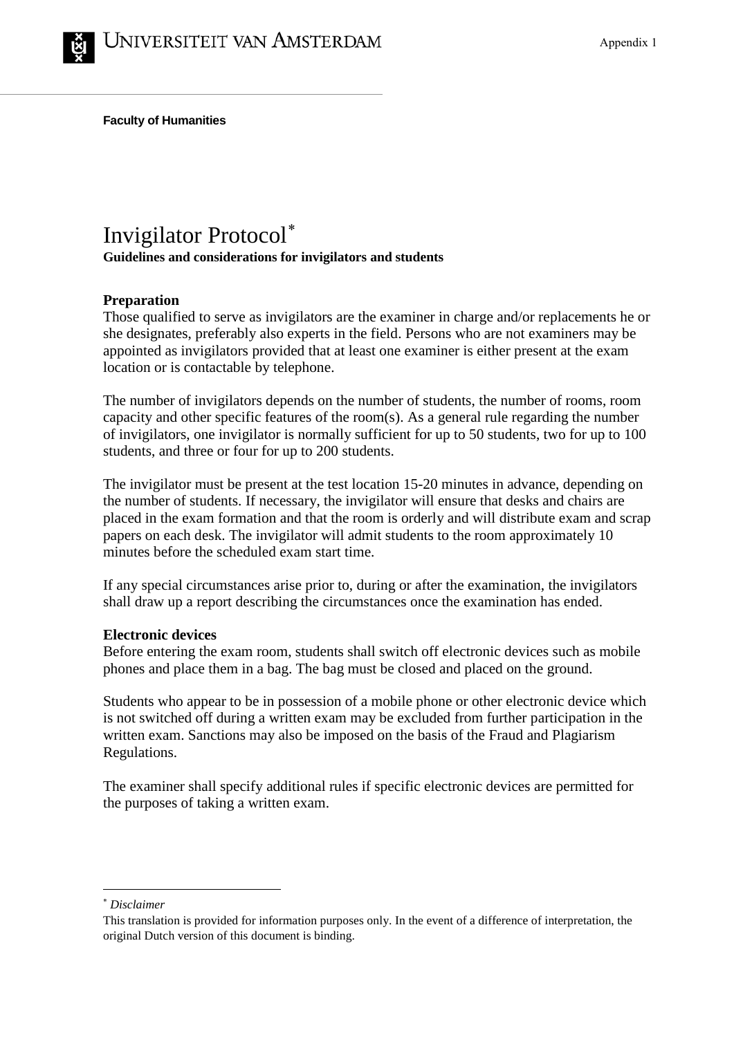**Faculty of Humanities**

# Invigilator Protocol*

**Guidelines and considerations for invigilators and students**

### Preparation

Those qualified to serve as invigilators are the examiner in charge and/or replacements he or she designates, preferably also experts in the field. Persons who are not examiners may be appointed as invigilators provided that at least one examiner is either present at the exam location or is contactable by telephone.

The number of invigilators depends on the number of students, the number of rooms, room capacity and other specific features of the room(s). As a general rule regarding the number of invigilators, one invigilator is normally sufficient for up to 50 students, two for up to 100 students, and three or four for up to 200 students.

The invigilator must be present at the test location 15-20 minutes in advance, depending on the number of students. If necessary, the invigilator will ensure that desks and chairs are placed in the exam formation and that the room is orderly and will distribute exam and scrap papers on each desk. The invigilator will admit students to the room approximately 10 minutes before the scheduled exam start time.

If any special circumstances arise prior to, during or after the examination, the invigilators shall draw up a report describing the circumstances once the examination has ended.

### Electronic devices

Before entering the exam room, students shall switch off electronic devices such as mobile phones and place them in a bag. The bag must be closed and placed on the ground.

Students who appear to be in possession of a mobile phone or other electronic device which is not switched off during a written exam may be excluded from further participation in the written exam. Sanctions may also be imposed on the basis of the Fraud and Plagiarism Regulations.

The examiner shall specify additional rules if specific electronic devices are permitted for the purposes of taking a written exam.

---

\* *Disclaimer*

This translation is provided for information purposes only. In the event of a difference of interpretation, the original Dutch version of this document is binding.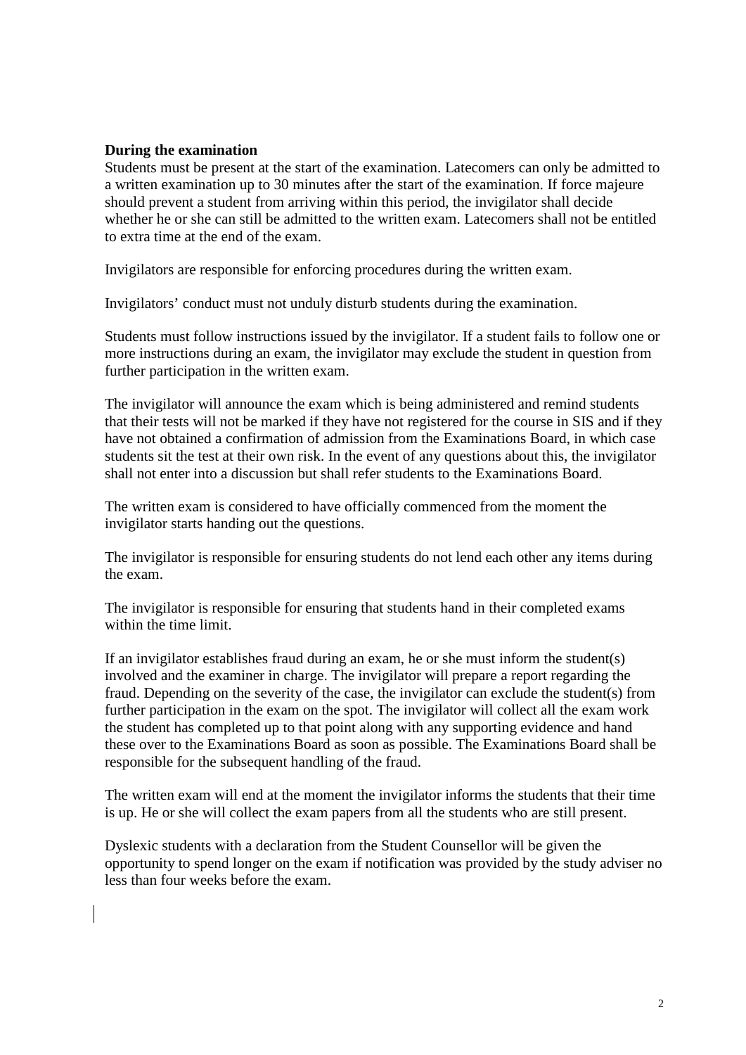**During the examination**

Students must be present at the start of the examination. Latecomers can only be admitted to a written examination up to 30 minutes after the start of the examination. If force majeure should prevent a student from arriving within this period, the invigilator shall decide whether he or she can still be admitted to the written exam. Latecomers shall not be entitled to extra time at the end of the exam.

Invigilators are responsible for enforcing procedures during the written exam.

Invigilators' conduct must not unduly disturb students during the examination.

Students must follow instructions issued by the invigilator. If a student fails to follow one or more instructions during an exam, the invigilator may exclude the student in question from further participation in the written exam.

The invigilator will announce the exam which is being administered and remind students that their tests will not be marked if they have not registered for the course in SIS and if they have not obtained a confirmation of admission from the Examinations Board, in which case students sit the test at their own risk. In the event of any questions about this, the invigilator shall not enter into a discussion but shall refer students to the Examinations Board.

The written exam is considered to have officially commenced from the moment the invigilator starts handing out the questions.

The invigilator is responsible for ensuring students do not lend each other any items during the exam.

The invigilator is responsible for ensuring that students hand in their completed exams within the time limit.

If an invigilator establishes fraud during an exam, he or she must inform the student(s) involved and the examiner in charge. The invigilator will prepare a report regarding the fraud. Depending on the severity of the case, the invigilator can exclude the student(s) from further participation in the exam on the spot. The invigilator will collect all the exam work the student has completed up to that point along with any supporting evidence and hand these over to the Examinations Board as soon as possible. The Examinations Board shall be responsible for the subsequent handling of the fraud.

The written exam will end at the moment the invigilator informs the students that their time is up. He or she will collect the exam papers from all the students who are still present.

Dyslexic students with a declaration from the Student Counsellor will be given the opportunity to spend longer on the exam if notification was provided by the study adviser no less than four weeks before the exam.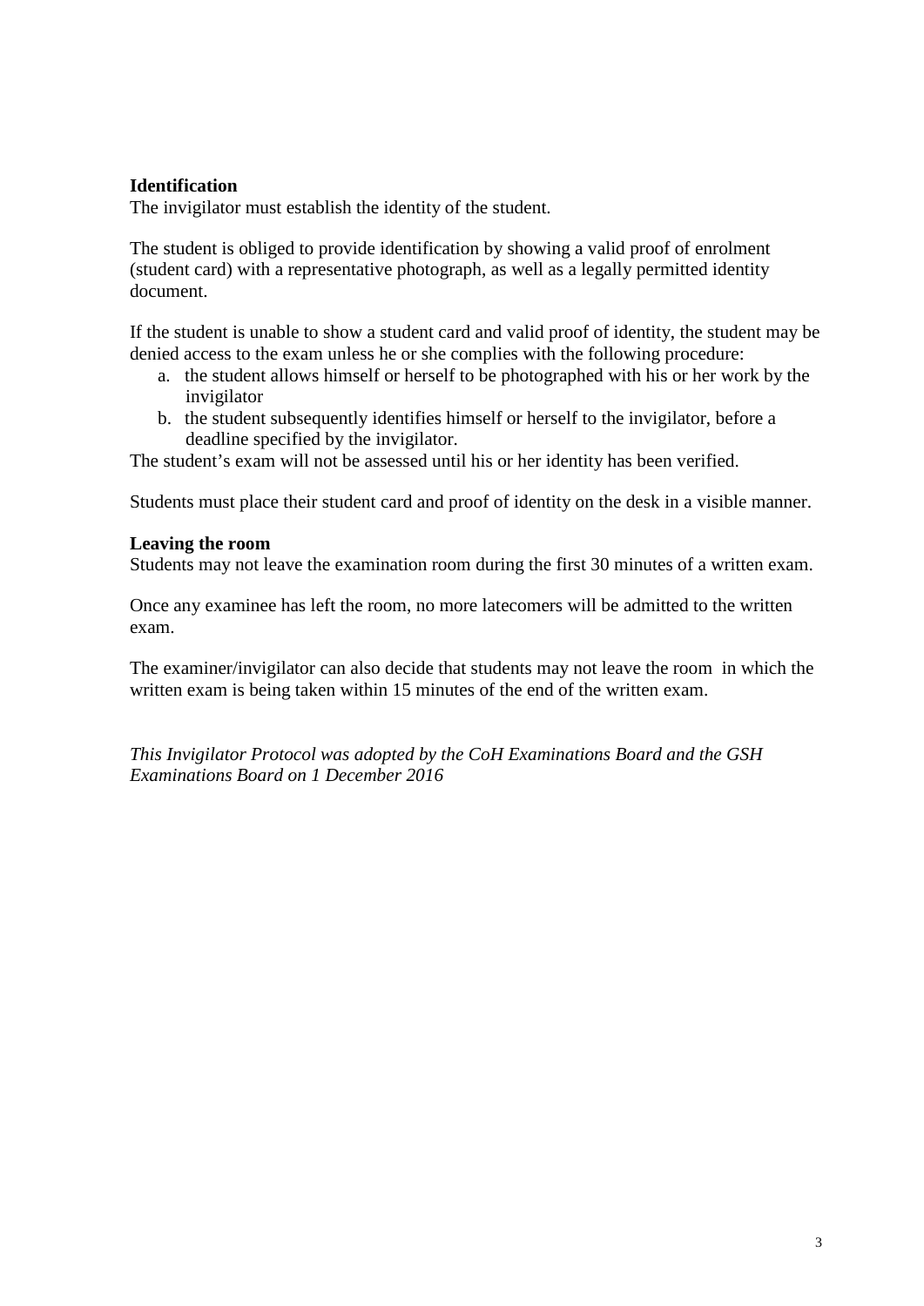**Identification**

The invigilator must establish the identity of the student.

The student is obliged to provide identification by showing a valid proof of enrolment (student card) with a representative photograph, as well as a legally permitted identity document.

If the student is unable to show a student card and valid proof of identity, the student may be denied access to the exam unless he or she complies with the following procedure:

a. the student allows himself or herself to be photographed with his or her work by the invigilator
b. the student subsequently identifies himself or herself to the invigilator, before a deadline specified by the invigilator.

The student's exam will not be assessed until his or her identity has been verified.

Students must place their student card and proof of identity on the desk in a visible manner.

**Leaving the room**

Students may not leave the examination room during the first 30 minutes of a written exam.

Once any examinee has left the room, no more latecomers will be admitted to the written exam.

The examiner/invigilator can also decide that students may not leave the room in which the written exam is being taken within 15 minutes of the end of the written exam.

*This Invigilator Protocol was adopted by the CoH Examinations Board and the GSH Examinations Board on 1 December 2016*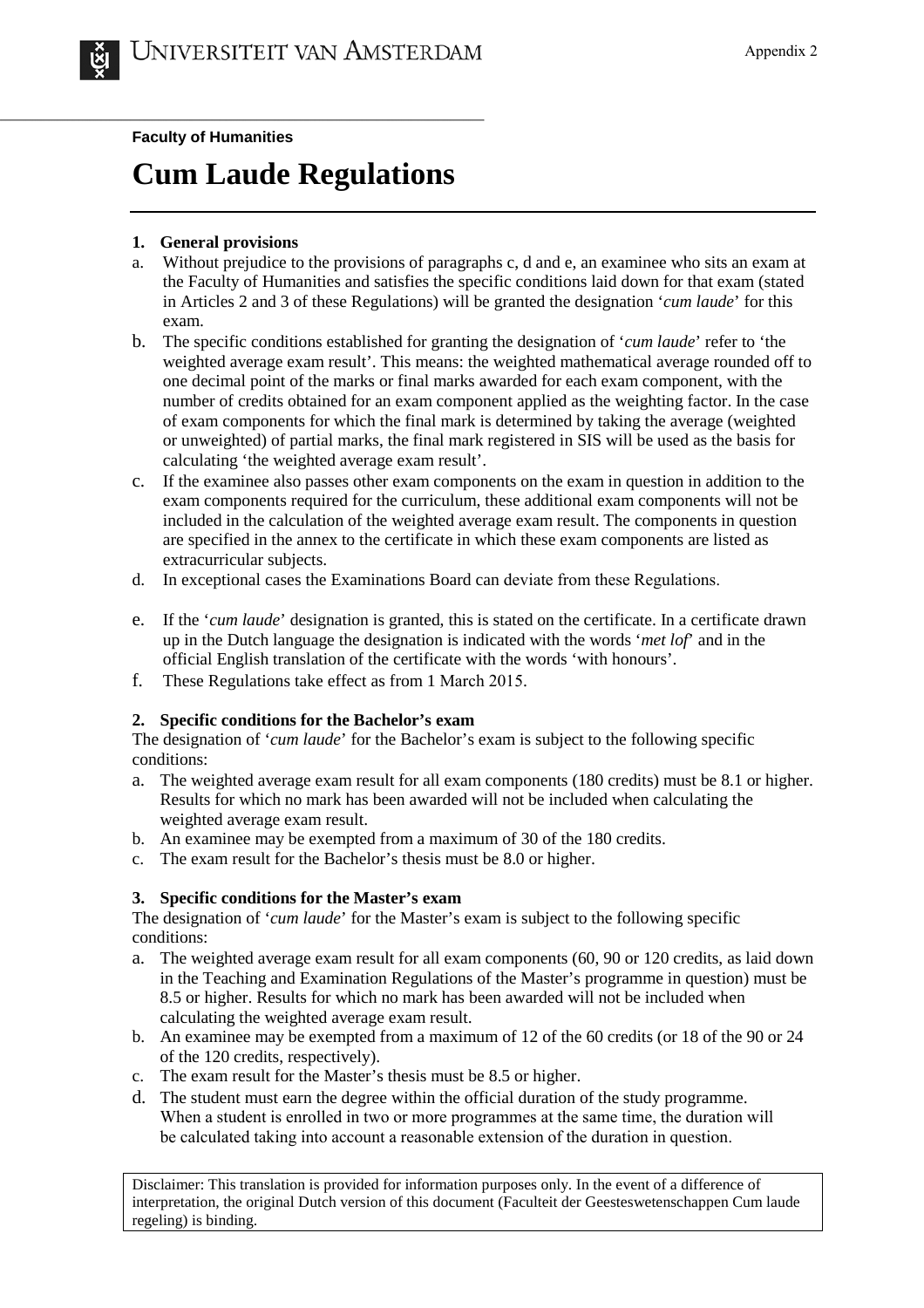**Faculty of Humanities**

# Cum Laude Regulations

### 1. General provisions

a. Without prejudice to the provisions of paragraphs c, d and e, an examinee who sits an exam at the Faculty of Humanities and satisfies the specific conditions laid down for that exam (stated in Articles 2 and 3 of these Regulations) will be granted the designation '*cum laude*' for this exam.

b. The specific conditions established for granting the designation of '*cum laude*' refer to 'the weighted average exam result'. This means: the weighted mathematical average rounded off to one decimal point of the marks or final marks awarded for each exam component, with the number of credits obtained for an exam component applied as the weighting factor. In the case of exam components for which the final mark is determined by taking the average (weighted or unweighted) of partial marks, the final mark registered in SIS will be used as the basis for calculating 'the weighted average exam result'.

c. If the examinee also passes other exam components on the exam in question in addition to the exam components required for the curriculum, these additional exam components will not be included in the calculation of the weighted average exam result. The components in question are specified in the annex to the certificate in which these exam components are listed as extracurricular subjects.

d. In exceptional cases the Examinations Board can deviate from these Regulations.

e. If the '*cum laude*' designation is granted, this is stated on the certificate. In a certificate drawn up in the Dutch language the designation is indicated with the words '*met lof*' and in the official English translation of the certificate with the words 'with honours'.

f. These Regulations take effect as from 1 March 2015.

### 2. Specific conditions for the Bachelor's exam

The designation of '*cum laude*' for the Bachelor's exam is subject to the following specific conditions:

a. The weighted average exam result for all exam components (180 credits) must be 8.1 or higher. Results for which no mark has been awarded will not be included when calculating the weighted average exam result.

b. An examinee may be exempted from a maximum of 30 of the 180 credits.

c. The exam result for the Bachelor's thesis must be 8.0 or higher.

### 3. Specific conditions for the Master's exam

The designation of '*cum laude*' for the Master's exam is subject to the following specific conditions:

a. The weighted average exam result for all exam components (60, 90 or 120 credits, as laid down in the Teaching and Examination Regulations of the Master's programme in question) must be 8.5 or higher. Results for which no mark has been awarded will not be included when calculating the weighted average exam result.

b. An examinee may be exempted from a maximum of 12 of the 60 credits (or 18 of the 90 or 24 of the 120 credits, respectively).

c. The exam result for the Master's thesis must be 8.5 or higher.

d. The student must earn the degree within the official duration of the study programme. When a student is enrolled in two or more programmes at the same time, the duration will be calculated taking into account a reasonable extension of the duration in question.

Disclaimer: This translation is provided for information purposes only. In the event of a difference of interpretation, the original Dutch version of this document (Faculteit der Geesteswetenschappen Cum laude regeling) is binding.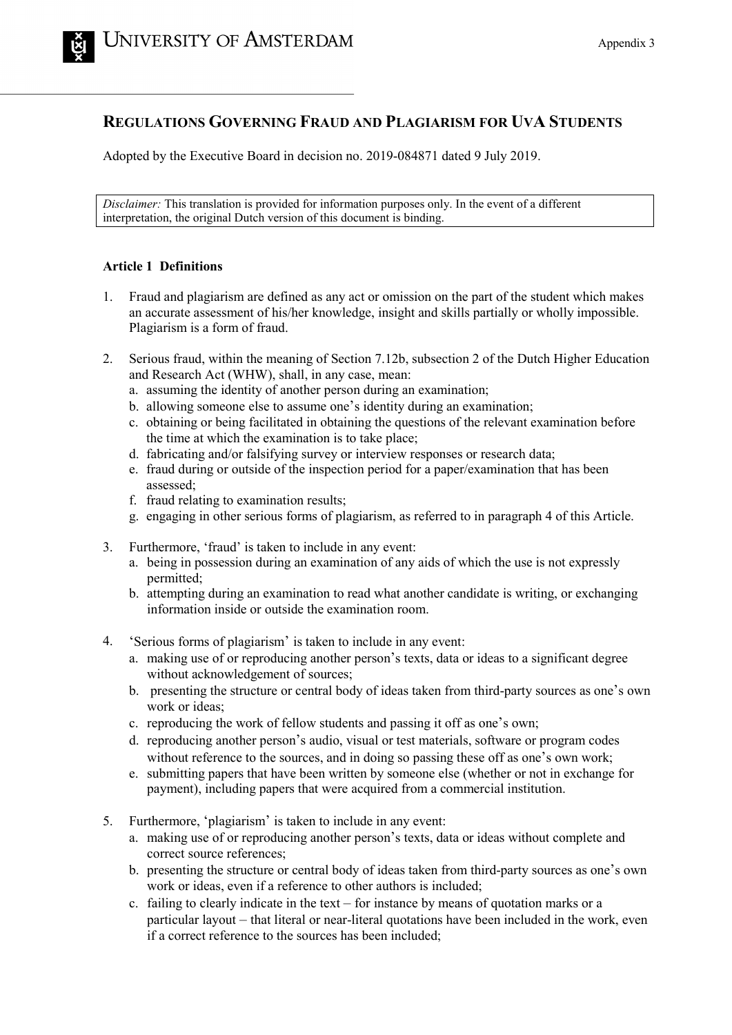# REGULATIONS GOVERNING FRAUD AND PLAGIARISM FOR UVA STUDENTS

Adopted by the Executive Board in decision no. 2019-084871 dated 9 July 2019.

*Disclaimer:* This translation is provided for information purposes only. In the event of a different interpretation, the original Dutch version of this document is binding.

**Article 1 Definitions**

1. Fraud and plagiarism are defined as any act or omission on the part of the student which makes an accurate assessment of his/her knowledge, insight and skills partially or wholly impossible. Plagiarism is a form of fraud.

2. Serious fraud, within the meaning of Section 7.12b, subsection 2 of the Dutch Higher Education and Research Act (WHW), shall, in any case, mean:
   a. assuming the identity of another person during an examination;
   b. allowing someone else to assume one's identity during an examination;
   c. obtaining or being facilitated in obtaining the questions of the relevant examination before the time at which the examination is to take place;
   d. fabricating and/or falsifying survey or interview responses or research data;
   e. fraud during or outside of the inspection period for a paper/examination that has been assessed;
   f. fraud relating to examination results;
   g. engaging in other serious forms of plagiarism, as referred to in paragraph 4 of this Article.

3. Furthermore, 'fraud' is taken to include in any event:
   a. being in possession during an examination of any aids of which the use is not expressly permitted;
   b. attempting during an examination to read what another candidate is writing, or exchanging information inside or outside the examination room.

4. 'Serious forms of plagiarism' is taken to include in any event:
   a. making use of or reproducing another person's texts, data or ideas to a significant degree without acknowledgement of sources;
   b. presenting the structure or central body of ideas taken from third-party sources as one's own work or ideas;
   c. reproducing the work of fellow students and passing it off as one's own;
   d. reproducing another person's audio, visual or test materials, software or program codes without reference to the sources, and in doing so passing these off as one's own work;
   e. submitting papers that have been written by someone else (whether or not in exchange for payment), including papers that were acquired from a commercial institution.

5. Furthermore, 'plagiarism' is taken to include in any event:
   a. making use of or reproducing another person's texts, data or ideas without complete and correct source references;
   b. presenting the structure or central body of ideas taken from third-party sources as one's own work or ideas, even if a reference to other authors is included;
   c. failing to clearly indicate in the text – for instance by means of quotation marks or a particular layout – that literal or near-literal quotations have been included in the work, even if a correct reference to the sources has been included;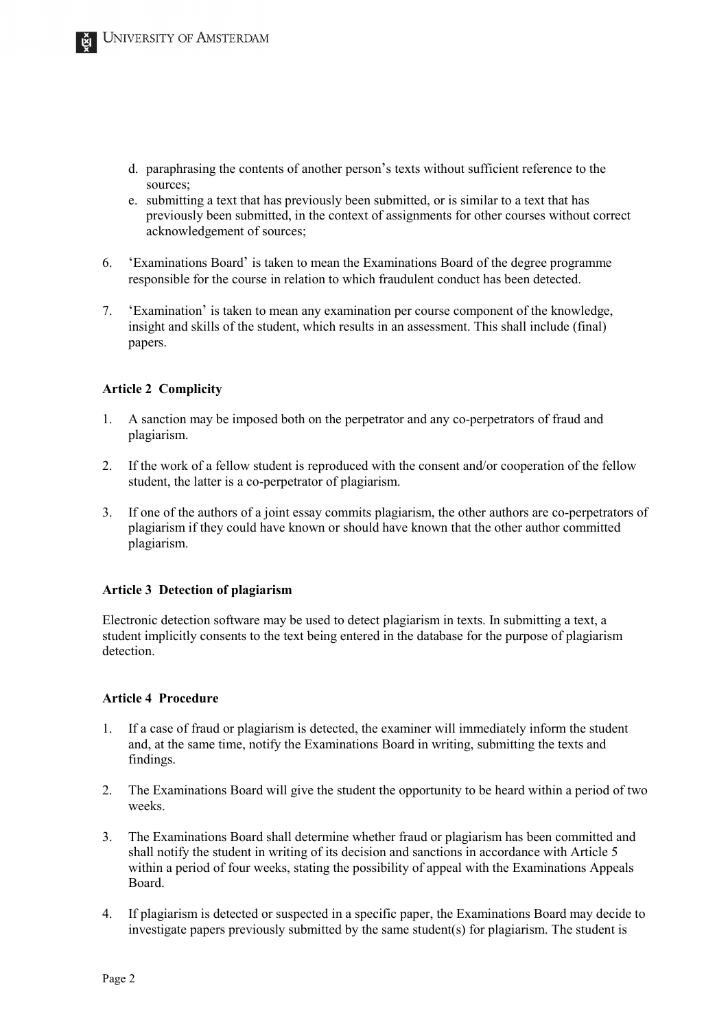d. paraphrasing the contents of another person's texts without sufficient reference to the sources;
e. submitting a text that has previously been submitted, or is similar to a text that has previously been submitted, in the context of assignments for other courses without correct acknowledgement of sources;

6. 'Examinations Board' is taken to mean the Examinations Board of the degree programme responsible for the course in relation to which fraudulent conduct has been detected.

7. 'Examination' is taken to mean any examination per course component of the knowledge, insight and skills of the student, which results in an assessment. This shall include (final) papers.

**Article 2 Complicity**

1. A sanction may be imposed both on the perpetrator and any co-perpetrators of fraud and plagiarism.

2. If the work of a fellow student is reproduced with the consent and/or cooperation of the fellow student, the latter is a co-perpetrator of plagiarism.

3. If one of the authors of a joint essay commits plagiarism, the other authors are co-perpetrators of plagiarism if they could have known or should have known that the other author committed plagiarism.

**Article 3 Detection of plagiarism**

Electronic detection software may be used to detect plagiarism in texts. In submitting a text, a student implicitly consents to the text being entered in the database for the purpose of plagiarism detection.

**Article 4 Procedure**

1. If a case of fraud or plagiarism is detected, the examiner will immediately inform the student and, at the same time, notify the Examinations Board in writing, submitting the texts and findings.

2. The Examinations Board will give the student the opportunity to be heard within a period of two weeks.

3. The Examinations Board shall determine whether fraud or plagiarism has been committed and shall notify the student in writing of its decision and sanctions in accordance with Article 5 within a period of four weeks, stating the possibility of appeal with the Examinations Appeals Board.

4. If plagiarism is detected or suspected in a specific paper, the Examinations Board may decide to investigate papers previously submitted by the same student(s) for plagiarism. The student is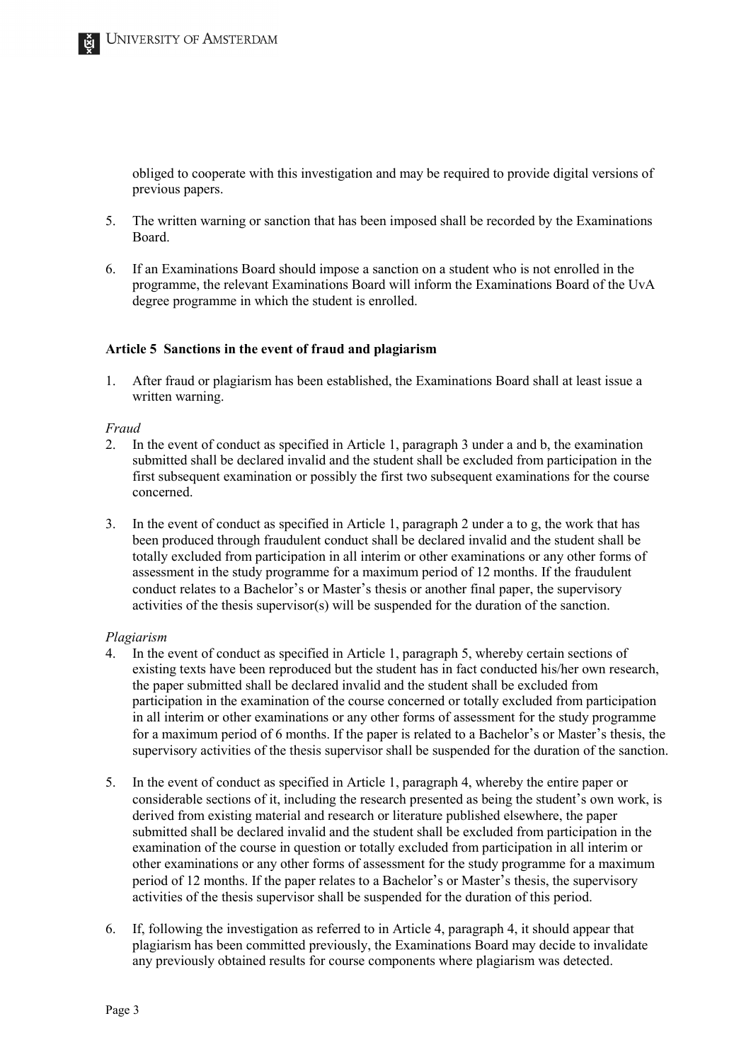obliged to cooperate with this investigation and may be required to provide digital versions of previous papers.

5. The written warning or sanction that has been imposed shall be recorded by the Examinations Board.

6. If an Examinations Board should impose a sanction on a student who is not enrolled in the programme, the relevant Examinations Board will inform the Examinations Board of the UvA degree programme in which the student is enrolled.

### Article 5 Sanctions in the event of fraud and plagiarism

1. After fraud or plagiarism has been established, the Examinations Board shall at least issue a written warning.

*Fraud*

2. In the event of conduct as specified in Article 1, paragraph 3 under a and b, the examination submitted shall be declared invalid and the student shall be excluded from participation in the first subsequent examination or possibly the first two subsequent examinations for the course concerned.

3. In the event of conduct as specified in Article 1, paragraph 2 under a to g, the work that has been produced through fraudulent conduct shall be declared invalid and the student shall be totally excluded from participation in all interim or other examinations or any other forms of assessment in the study programme for a maximum period of 12 months. If the fraudulent conduct relates to a Bachelor's or Master's thesis or another final paper, the supervisory activities of the thesis supervisor(s) will be suspended for the duration of the sanction.

*Plagiarism*

4. In the event of conduct as specified in Article 1, paragraph 5, whereby certain sections of existing texts have been reproduced but the student has in fact conducted his/her own research, the paper submitted shall be declared invalid and the student shall be excluded from participation in the examination of the course concerned or totally excluded from participation in all interim or other examinations or any other forms of assessment for the study programme for a maximum period of 6 months. If the paper is related to a Bachelor's or Master's thesis, the supervisory activities of the thesis supervisor shall be suspended for the duration of the sanction.

5. In the event of conduct as specified in Article 1, paragraph 4, whereby the entire paper or considerable sections of it, including the research presented as being the student's own work, is derived from existing material and research or literature published elsewhere, the paper submitted shall be declared invalid and the student shall be excluded from participation in the examination of the course in question or totally excluded from participation in all interim or other examinations or any other forms of assessment for the study programme for a maximum period of 12 months. If the paper relates to a Bachelor's or Master's thesis, the supervisory activities of the thesis supervisor shall be suspended for the duration of this period.

6. If, following the investigation as referred to in Article 4, paragraph 4, it should appear that plagiarism has been committed previously, the Examinations Board may decide to invalidate any previously obtained results for course components where plagiarism was detected.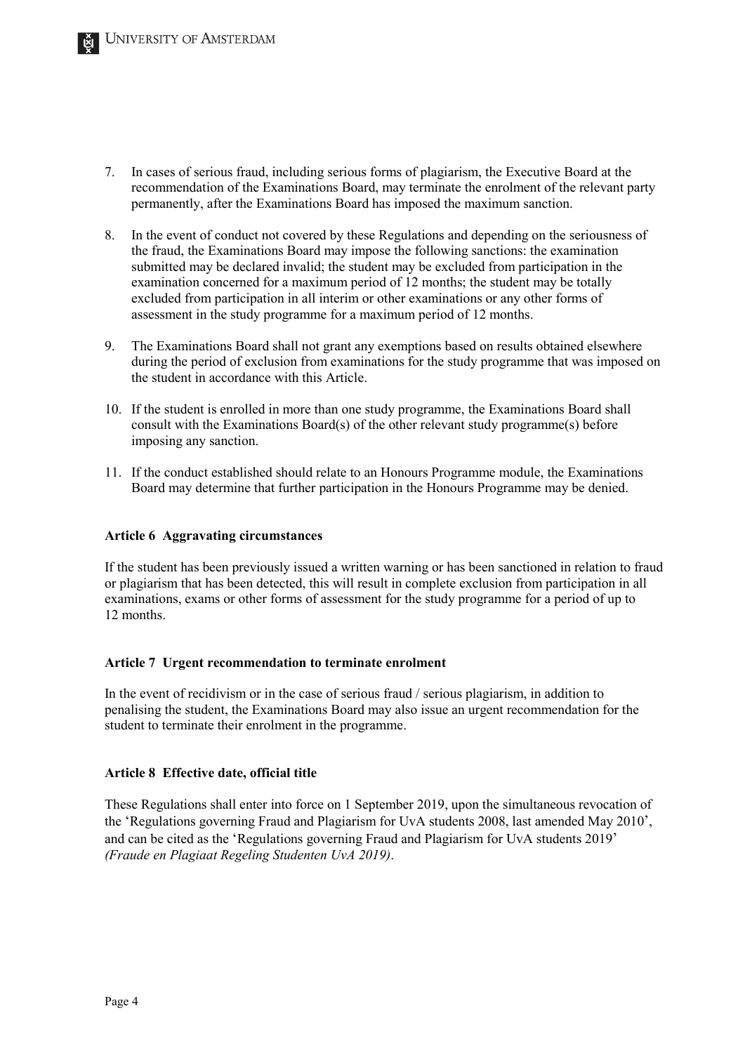7. In cases of serious fraud, including serious forms of plagiarism, the Executive Board at the recommendation of the Examinations Board, may terminate the enrolment of the relevant party permanently, after the Examinations Board has imposed the maximum sanction.

8. In the event of conduct not covered by these Regulations and depending on the seriousness of the fraud, the Examinations Board may impose the following sanctions: the examination submitted may be declared invalid; the student may be excluded from participation in the examination concerned for a maximum period of 12 months; the student may be totally excluded from participation in all interim or other examinations or any other forms of assessment in the study programme for a maximum period of 12 months.

9. The Examinations Board shall not grant any exemptions based on results obtained elsewhere during the period of exclusion from examinations for the study programme that was imposed on the student in accordance with this Article.

10. If the student is enrolled in more than one study programme, the Examinations Board shall consult with the Examinations Board(s) of the other relevant study programme(s) before imposing any sanction.

11. If the conduct established should relate to an Honours Programme module, the Examinations Board may determine that further participation in the Honours Programme may be denied.

**Article 6 Aggravating circumstances**

If the student has been previously issued a written warning or has been sanctioned in relation to fraud or plagiarism that has been detected, this will result in complete exclusion from participation in all examinations, exams or other forms of assessment for the study programme for a period of up to 12 months.

**Article 7 Urgent recommendation to terminate enrolment**

In the event of recidivism or in the case of serious fraud / serious plagiarism, in addition to penalising the student, the Examinations Board may also issue an urgent recommendation for the student to terminate their enrolment in the programme.

**Article 8 Effective date, official title**

These Regulations shall enter into force on 1 September 2019, upon the simultaneous revocation of the 'Regulations governing Fraud and Plagiarism for UvA students 2008, last amended May 2010', and can be cited as the 'Regulations governing Fraud and Plagiarism for UvA students 2019' *(Fraude en Plagiaat Regeling Studenten UvA 2019)*.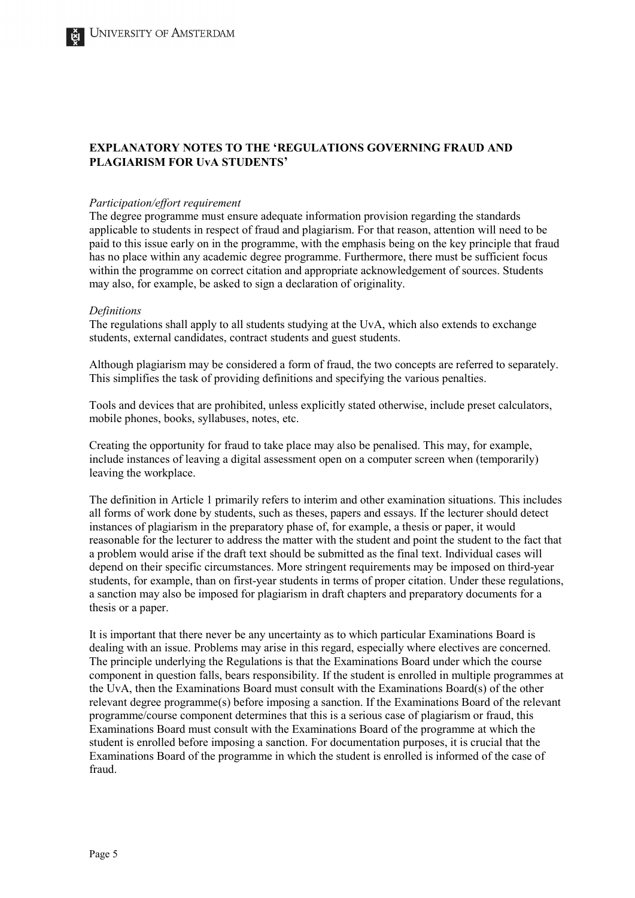## EXPLANATORY NOTES TO THE 'REGULATIONS GOVERNING FRAUD AND PLAGIARISM FOR UvA STUDENTS'

*Participation/effort requirement*

The degree programme must ensure adequate information provision regarding the standards applicable to students in respect of fraud and plagiarism. For that reason, attention will need to be paid to this issue early on in the programme, with the emphasis being on the key principle that fraud has no place within any academic degree programme. Furthermore, there must be sufficient focus within the programme on correct citation and appropriate acknowledgement of sources. Students may also, for example, be asked to sign a declaration of originality.

*Definitions*

The regulations shall apply to all students studying at the UvA, which also extends to exchange students, external candidates, contract students and guest students.

Although plagiarism may be considered a form of fraud, the two concepts are referred to separately. This simplifies the task of providing definitions and specifying the various penalties.

Tools and devices that are prohibited, unless explicitly stated otherwise, include preset calculators, mobile phones, books, syllabuses, notes, etc.

Creating the opportunity for fraud to take place may also be penalised. This may, for example, include instances of leaving a digital assessment open on a computer screen when (temporarily) leaving the workplace.

The definition in Article 1 primarily refers to interim and other examination situations. This includes all forms of work done by students, such as theses, papers and essays. If the lecturer should detect instances of plagiarism in the preparatory phase of, for example, a thesis or paper, it would reasonable for the lecturer to address the matter with the student and point the student to the fact that a problem would arise if the draft text should be submitted as the final text. Individual cases will depend on their specific circumstances. More stringent requirements may be imposed on third-year students, for example, than on first-year students in terms of proper citation. Under these regulations, a sanction may also be imposed for plagiarism in draft chapters and preparatory documents for a thesis or a paper.

It is important that there never be any uncertainty as to which particular Examinations Board is dealing with an issue. Problems may arise in this regard, especially where electives are concerned. The principle underlying the Regulations is that the Examinations Board under which the course component in question falls, bears responsibility. If the student is enrolled in multiple programmes at the UvA, then the Examinations Board must consult with the Examinations Board(s) of the other relevant degree programme(s) before imposing a sanction. If the Examinations Board of the relevant programme/course component determines that this is a serious case of plagiarism or fraud, this Examinations Board must consult with the Examinations Board of the programme at which the student is enrolled before imposing a sanction. For documentation purposes, it is crucial that the Examinations Board of the programme in which the student is enrolled is informed of the case of fraud.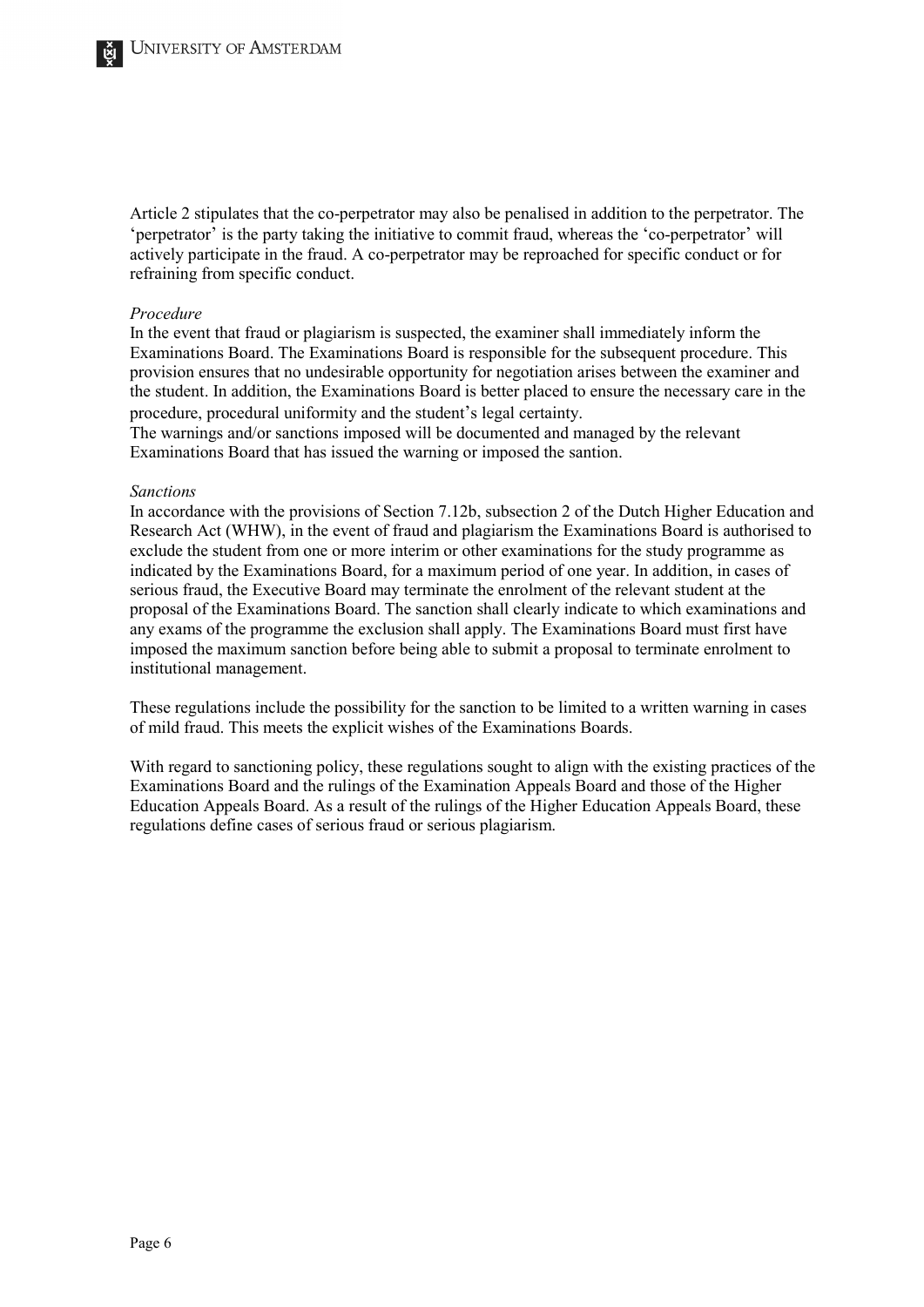Article 2 stipulates that the co-perpetrator may also be penalised in addition to the perpetrator. The 'perpetrator' is the party taking the initiative to commit fraud, whereas the 'co-perpetrator' will actively participate in the fraud. A co-perpetrator may be reproached for specific conduct or for refraining from specific conduct.

*Procedure*

In the event that fraud or plagiarism is suspected, the examiner shall immediately inform the Examinations Board. The Examinations Board is responsible for the subsequent procedure. This provision ensures that no undesirable opportunity for negotiation arises between the examiner and the student. In addition, the Examinations Board is better placed to ensure the necessary care in the procedure, procedural uniformity and the student's legal certainty.
The warnings and/or sanctions imposed will be documented and managed by the relevant Examinations Board that has issued the warning or imposed the santion.

*Sanctions*

In accordance with the provisions of Section 7.12b, subsection 2 of the Dutch Higher Education and Research Act (WHW), in the event of fraud and plagiarism the Examinations Board is authorised to exclude the student from one or more interim or other examinations for the study programme as indicated by the Examinations Board, for a maximum period of one year. In addition, in cases of serious fraud, the Executive Board may terminate the enrolment of the relevant student at the proposal of the Examinations Board. The sanction shall clearly indicate to which examinations and any exams of the programme the exclusion shall apply. The Examinations Board must first have imposed the maximum sanction before being able to submit a proposal to terminate enrolment to institutional management.

These regulations include the possibility for the sanction to be limited to a written warning in cases of mild fraud. This meets the explicit wishes of the Examinations Boards.

With regard to sanctioning policy, these regulations sought to align with the existing practices of the Examinations Board and the rulings of the Examination Appeals Board and those of the Higher Education Appeals Board. As a result of the rulings of the Higher Education Appeals Board, these regulations define cases of serious fraud or serious plagiarism.